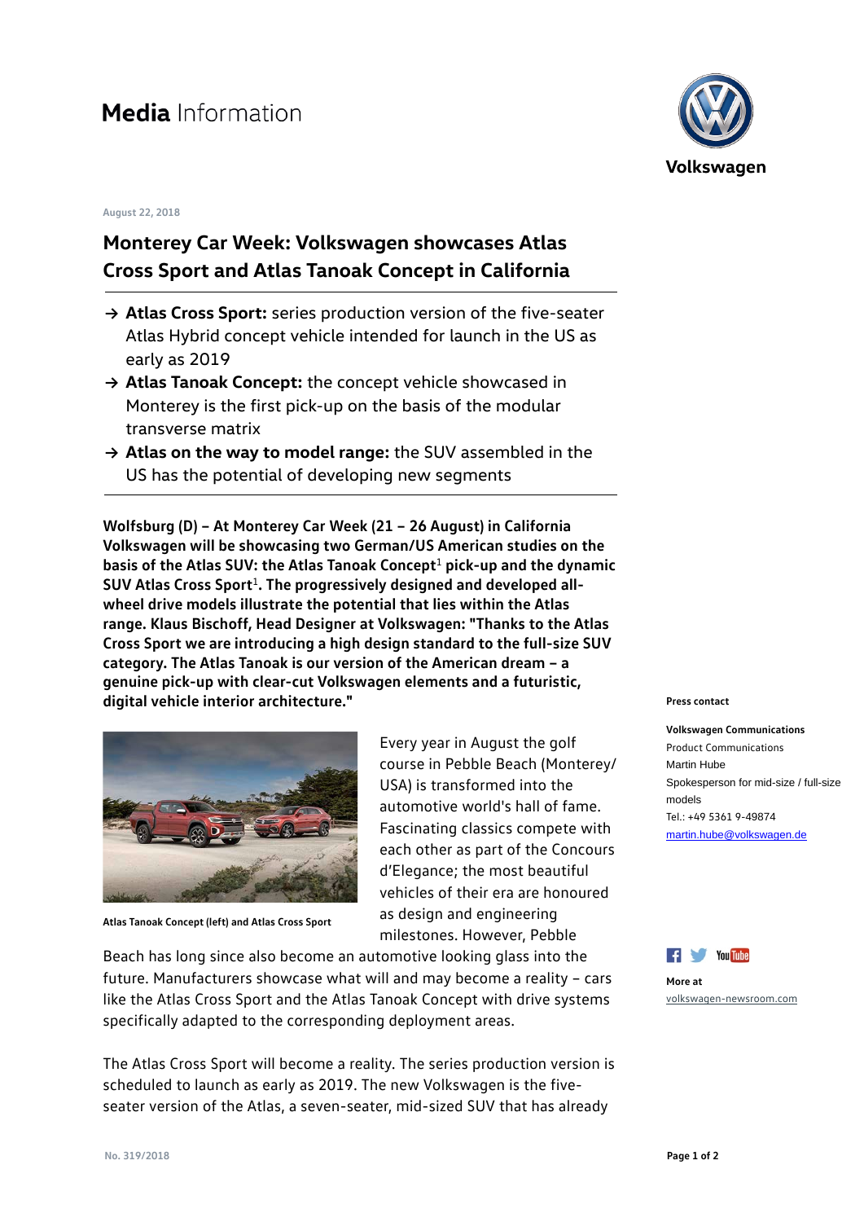# **Media** Information

Volkswagen

August 22, 2018

## Monterey Car Week: Volkswagen showcases Atlas Cross Sport and Atlas Tanoak Concept in California

- → **Atlas Cross Sport:** series production version of the five-seater Atlas Hybrid concept vehicle intended for launch in the US as early as 2019
- → **Atlas Tanoak Concept:** the concept vehicle showcased in Monterey is the first pick-up on the basis of the modular transverse matrix
- → **Atlas on the way to model range:** the SUV assembled in the US has the potential of developing new segments

**Wolfsburg (D) – At Monterey Car Week (21 – 26 August) in California Volkswagen will be showcasing two German/US American studies on the basis of the Atlas SUV: the Atlas Tanoak Concept[1] pick-up and the dynamic SUV Atlas Cross Sport[1]. The progressively designed and developed all-wheel drive models illustrate the potential that lies within the Atlas range. Klaus Bischoff, Head Designer at Volkswagen: "Thanks to the Atlas Cross Sport we are introducing a high design standard to the full-size SUV category. The Atlas Tanoak is our version of the American dream – a genuine pick-up with clear-cut Volkswagen elements and a futuristic, digital vehicle interior architecture."**

Atlas Tanoak Concept (left) and Atlas Cross Sport

Every year in August the golf course in Pebble Beach (Monterey/USA) is transformed into the automotive world's hall of fame. Fascinating classics compete with each other as part of the Concours d'Elegance; the most beautiful vehicles of their era are honoured as design and engineering milestones. However, Pebble Beach has long since also become an automotive looking glass into the future. Manufacturers showcase what will and may become a reality – cars like the Atlas Cross Sport and the Atlas Tanoak Concept with drive systems specifically adapted to the corresponding deployment areas.

The Atlas Cross Sport will become a reality. The series production version is scheduled to launch as early as 2019. The new Volkswagen is the five-seater version of the Atlas, a seven-seater, mid-sized SUV that has already

**Press contact**

**Volkswagen Communications**
Product Communications
Martin Hube
Spokesperson for mid-size / full-size models
Tel.: +49 5361 9-49874
martin.hube@volkswagen.de

**More at**
volkswagen-newsroom.com

No. 319/2018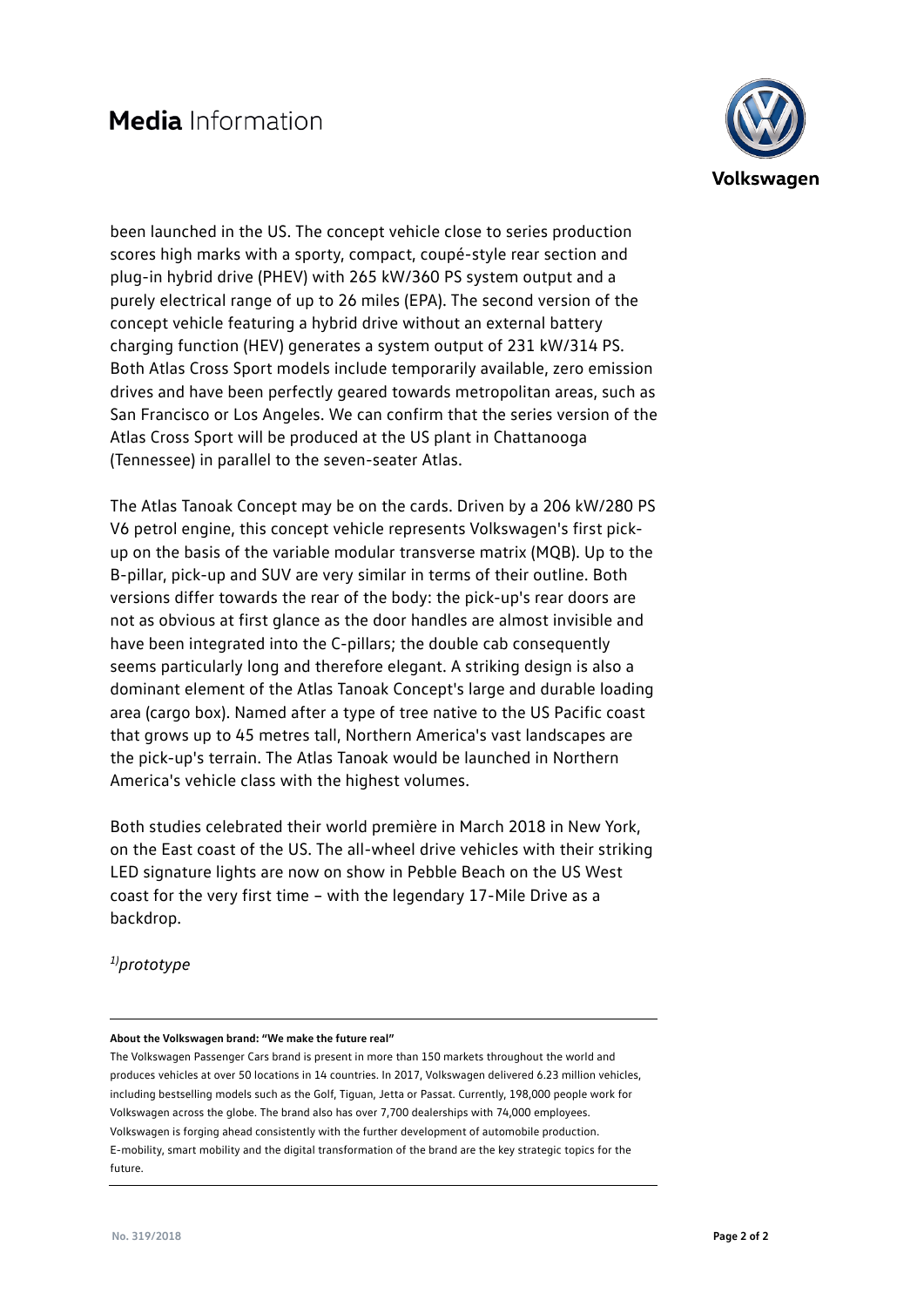been launched in the US. The concept vehicle close to series production scores high marks with a sporty, compact, coupé-style rear section and plug-in hybrid drive (PHEV) with 265 kW/360 PS system output and a purely electrical range of up to 26 miles (EPA). The second version of the concept vehicle featuring a hybrid drive without an external battery charging function (HEV) generates a system output of 231 kW/314 PS. Both Atlas Cross Sport models include temporarily available, zero emission drives and have been perfectly geared towards metropolitan areas, such as San Francisco or Los Angeles. We can confirm that the series version of the Atlas Cross Sport will be produced at the US plant in Chattanooga (Tennessee) in parallel to the seven-seater Atlas.

The Atlas Tanoak Concept may be on the cards. Driven by a 206 kW/280 PS V6 petrol engine, this concept vehicle represents Volkswagen's first pick-up on the basis of the variable modular transverse matrix (MQB). Up to the B-pillar, pick-up and SUV are very similar in terms of their outline. Both versions differ towards the rear of the body: the pick-up's rear doors are not as obvious at first glance as the door handles are almost invisible and have been integrated into the C-pillars; the double cab consequently seems particularly long and therefore elegant. A striking design is also a dominant element of the Atlas Tanoak Concept's large and durable loading area (cargo box). Named after a type of tree native to the US Pacific coast that grows up to 45 metres tall, Northern America's vast landscapes are the pick-up's terrain. The Atlas Tanoak would be launched in Northern America's vehicle class with the highest volumes.

Both studies celebrated their world première in March 2018 in New York, on the East coast of the US. The all-wheel drive vehicles with their striking LED signature lights are now on show in Pebble Beach on the US West coast for the very first time – with the legendary 17-Mile Drive as a backdrop.

*[1)]prototype*

---

**About the Volkswagen brand: "We make the future real"**

The Volkswagen Passenger Cars brand is present in more than 150 markets throughout the world and produces vehicles at over 50 locations in 14 countries. In 2017, Volkswagen delivered 6.23 million vehicles, including bestselling models such as the Golf, Tiguan, Jetta or Passat. Currently, 198,000 people work for Volkswagen across the globe. The brand also has over 7,700 dealerships with 74,000 employees. Volkswagen is forging ahead consistently with the further development of automobile production. E-mobility, smart mobility and the digital transformation of the brand are the key strategic topics for the future.

---

No. 319/2018